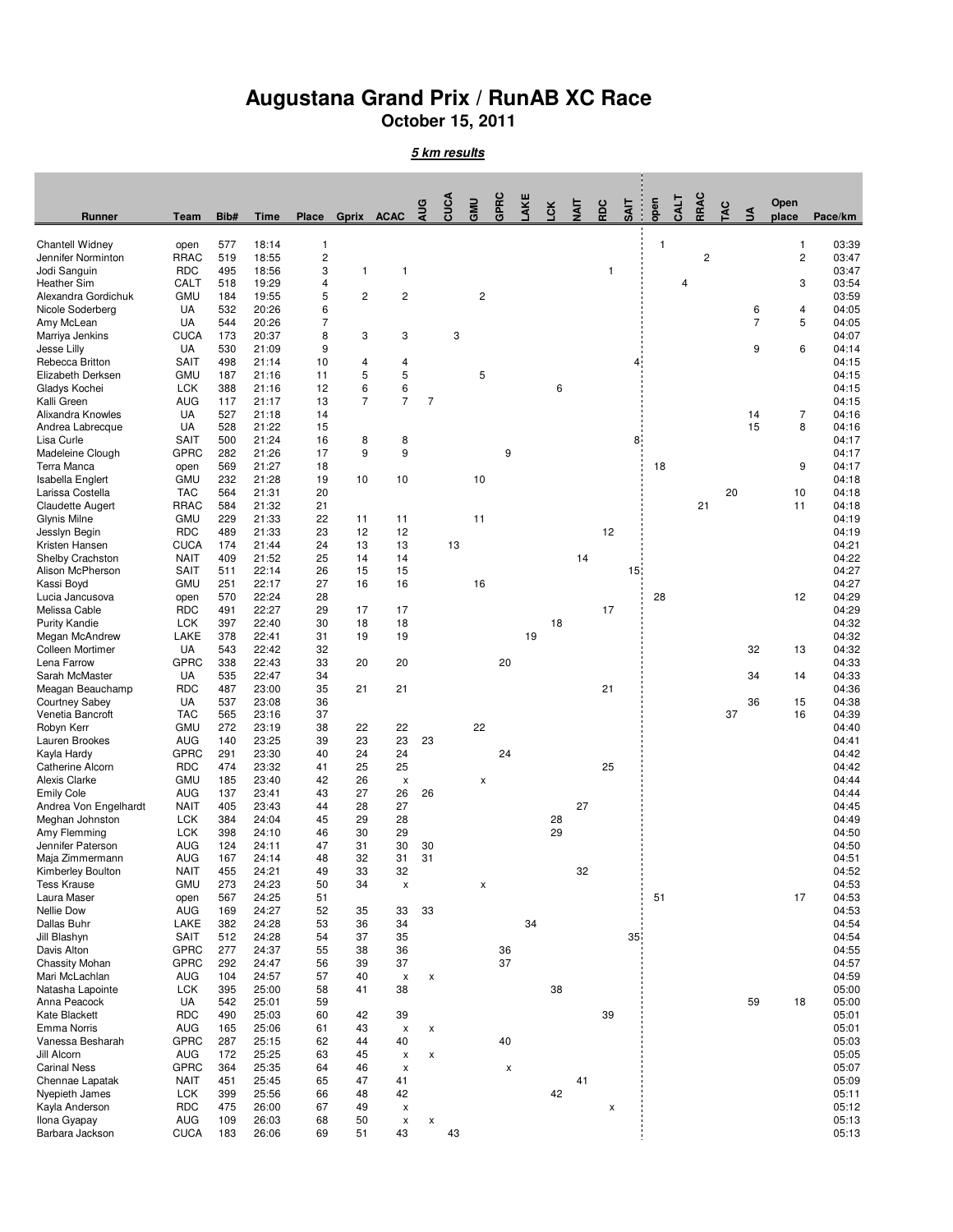# Augustana Grand Prix / RunAB XC Race

**October 15, 2011**

***5 km results***

| Runner | Team | Bib# | Time | Place | Gprix | ACAC | AUG | CUCA | GMU | GPRC | LAKE | LCK | NAIT | RDC | SAIT | open | CALT | RRAC | TAC | UA | Open place | Pace/km |
|---|---|---|---|---|---|---|---|---|---|---|---|---|---|---|---|---|---|---|---|---|---|---|
| Chantell Widney | open | 577 | 18:14 | 1 | | | | | | | | | | | | 1 | | | | | 1 | 03:39 |
| Jennifer Norminton | RRAC | 519 | 18:55 | 2 | | | | | | | | | | | | | | 2 | | | 2 | 03:47 |
| Jodi Sanguin | RDC | 495 | 18:56 | 3 | 1 | 1 | | | | | | | | 1 | | | | | | | | 03:47 |
| Heather Sim | CALT | 518 | 19:29 | 4 | | | | | | | | | | | | | 4 | | | | 3 | 03:54 |
| Alexandra Gordichuk | GMU | 184 | 19:55 | 5 | 2 | 2 | | | 2 | | | | | | | | | | | | | 03:59 |
| Nicole Soderberg | UA | 532 | 20:26 | 6 | | | | | | | | | | | | | | | | 6 | 4 | 04:05 |
| Amy McLean | UA | 544 | 20:26 | 7 | | | | | | | | | | | | | | | | 7 | 5 | 04:05 |
| Marriya Jenkins | CUCA | 173 | 20:37 | 8 | 3 | 3 | | 3 | | | | | | | | | | | | | | 04:07 |
| Jesse Lilly | UA | 530 | 21:09 | 9 | | | | | | | | | | | | | | | | 9 | 6 | 04:14 |
| Rebecca Britton | SAIT | 498 | 21:14 | 10 | 4 | 4 | | | | | | | | | 4 | | | | | | | 04:15 |
| Elizabeth Derksen | GMU | 187 | 21:16 | 11 | 5 | 5 | | | 5 | | | | | | | | | | | | | 04:15 |
| Gladys Kochei | LCK | 388 | 21:16 | 12 | 6 | 6 | | | | | | 6 | | | | | | | | | | 04:15 |
| Kalli Green | AUG | 117 | 21:17 | 13 | 7 | 7 | 7 | | | | | | | | | | | | | | | 04:15 |
| Alixandra Knowles | UA | 527 | 21:18 | 14 | | | | | | | | | | | | | | | | 14 | 7 | 04:16 |
| Andrea Labrecque | UA | 528 | 21:22 | 15 | | | | | | | | | | | | | | | | 15 | 8 | 04:16 |
| Lisa Curle | SAIT | 500 | 21:24 | 16 | 8 | 8 | | | | | | | | | 8 | | | | | | | 04:17 |
| Madeleine Clough | GPRC | 282 | 21:26 | 17 | 9 | 9 | | | | 9 | | | | | | | | | | | | 04:17 |
| Terra Manca | open | 569 | 21:27 | 18 | | | | | | | | | | | | 18 | | | | | 9 | 04:17 |
| Isabella Englert | GMU | 232 | 21:28 | 19 | 10 | 10 | | | 10 | | | | | | | | | | | | | 04:18 |
| Larissa Costella | TAC | 564 | 21:31 | 20 | | | | | | | | | | | | | | | 20 | | 10 | 04:18 |
| Claudette Augert | RRAC | 584 | 21:32 | 21 | | | | | | | | | | | | | | 21 | | | 11 | 04:18 |
| Glynis Milne | GMU | 229 | 21:33 | 22 | 11 | 11 | | | 11 | | | | | | | | | | | | | 04:19 |
| Jesslyn Begin | RDC | 489 | 21:33 | 23 | 12 | 12 | | | | | | | | 12 | | | | | | | | 04:19 |
| Kristen Hansen | CUCA | 174 | 21:44 | 24 | 13 | 13 | | 13 | | | | | | | | | | | | | | 04:21 |
| Shelby Crachston | NAIT | 409 | 21:52 | 25 | 14 | 14 | | | | | | | 14 | | | | | | | | | 04:22 |
| Alison McPherson | SAIT | 511 | 22:14 | 26 | 15 | 15 | | | | | | | | | 15 | | | | | | | 04:27 |
| Kassi Boyd | GMU | 251 | 22:17 | 27 | 16 | 16 | | | 16 | | | | | | | | | | | | | 04:27 |
| Lucia Jancusova | open | 570 | 22:24 | 28 | | | | | | | | | | | | 28 | | | | | 12 | 04:29 |
| Melissa Cable | RDC | 491 | 22:27 | 29 | 17 | 17 | | | | | | | | 17 | | | | | | | | 04:29 |
| Purity Kandie | LCK | 397 | 22:40 | 30 | 18 | 18 | | | | | | 18 | | | | | | | | | | 04:32 |
| Megan McAndrew | LAKE | 378 | 22:41 | 31 | 19 | 19 | | | | | 19 | | | | | | | | | | | 04:32 |
| Colleen Mortimer | UA | 543 | 22:42 | 32 | | | | | | | | | | | | | | | | 32 | 13 | 04:32 |
| Lena Farrow | GPRC | 338 | 22:43 | 33 | 20 | 20 | | | | 20 | | | | | | | | | | | | 04:33 |
| Sarah McMaster | UA | 535 | 22:47 | 34 | | | | | | | | | | | | | | | | 34 | 14 | 04:33 |
| Meagan Beauchamp | RDC | 487 | 23:00 | 35 | 21 | 21 | | | | | | | | 21 | | | | | | | | 04:36 |
| Courtney Sabey | UA | 537 | 23:08 | 36 | | | | | | | | | | | | | | | | 36 | 15 | 04:38 |
| Venetia Bancroft | TAC | 565 | 23:16 | 37 | | | | | | | | | | | | | | | 37 | | 16 | 04:39 |
| Robyn Kerr | GMU | 272 | 23:19 | 38 | 22 | 22 | | | 22 | | | | | | | | | | | | | 04:40 |
| Lauren Brookes | AUG | 140 | 23:25 | 39 | 23 | 23 | 23 | | | | | | | | | | | | | | | 04:41 |
| Kayla Hardy | GPRC | 291 | 23:30 | 40 | 24 | 24 | | | | 24 | | | | | | | | | | | | 04:42 |
| Catherine Alcorn | RDC | 474 | 23:32 | 41 | 25 | 25 | | | | | | | | 25 | | | | | | | | 04:42 |
| Alexis Clarke | GMU | 185 | 23:40 | 42 | 26 | x | | | x | | | | | | | | | | | | | 04:44 |
| Emily Cole | AUG | 137 | 23:41 | 43 | 27 | 26 | 26 | | | | | | | | | | | | | | | 04:44 |
| Andrea Von Engelhardt | NAIT | 405 | 23:43 | 44 | 28 | 27 | | | | | | | 27 | | | | | | | | | 04:45 |
| Meghan Johnston | LCK | 384 | 24:04 | 45 | 29 | 28 | | | | | | 28 | | | | | | | | | | 04:49 |
| Amy Flemming | LCK | 398 | 24:10 | 46 | 30 | 29 | | | | | | 29 | | | | | | | | | | 04:50 |
| Jennifer Paterson | AUG | 124 | 24:11 | 47 | 31 | 30 | 30 | | | | | | | | | | | | | | | 04:50 |
| Maja Zimmermann | AUG | 167 | 24:14 | 48 | 32 | 31 | 31 | | | | | | | | | | | | | | | 04:51 |
| Kimberley Boulton | NAIT | 455 | 24:21 | 49 | 33 | 32 | | | | | | | 32 | | | | | | | | | 04:52 |
| Tess Krause | GMU | 273 | 24:23 | 50 | 34 | x | | | x | | | | | | | | | | | | | 04:53 |
| Laura Maser | open | 567 | 24:25 | 51 | | | | | | | | | | | | 51 | | | | | 17 | 04:53 |
| Nellie Dow | AUG | 169 | 24:27 | 52 | 35 | 33 | 33 | | | | | | | | | | | | | | | 04:53 |
| Dallas Buhr | LAKE | 382 | 24:28 | 53 | 36 | 34 | | | | | 34 | | | | | | | | | | | 04:54 |
| Jill Blashyn | SAIT | 512 | 24:28 | 54 | 37 | 35 | | | | | | | | | 35 | | | | | | | 04:54 |
| Davis Alton | GPRC | 277 | 24:37 | 55 | 38 | 36 | | | | 36 | | | | | | | | | | | | 04:55 |
| Chassity Mohan | GPRC | 292 | 24:47 | 56 | 39 | 37 | | | | 37 | | | | | | | | | | | | 04:57 |
| Mari McLachlan | AUG | 104 | 24:57 | 57 | 40 | x | x | | | | | | | | | | | | | | | 04:59 |
| Natasha Lapointe | LCK | 395 | 25:00 | 58 | 41 | 38 | | | | | | 38 | | | | | | | | | | 05:00 |
| Anna Peacock | UA | 542 | 25:01 | 59 | | | | | | | | | | | | | | | | 59 | 18 | 05:00 |
| Kate Blackett | RDC | 490 | 25:03 | 60 | 42 | 39 | | | | | | | | 39 | | | | | | | | 05:01 |
| Emma Norris | AUG | 165 | 25:06 | 61 | 43 | x | x | | | | | | | | | | | | | | | 05:01 |
| Vanessa Besharah | GPRC | 287 | 25:15 | 62 | 44 | 40 | | | | 40 | | | | | | | | | | | | 05:03 |
| Jill Alcorn | AUG | 172 | 25:25 | 63 | 45 | x | x | | | | | | | | | | | | | | | 05:05 |
| Carinal Ness | GPRC | 364 | 25:35 | 64 | 46 | x | | | | x | | | | | | | | | | | | 05:07 |
| Chennae Lapatak | NAIT | 451 | 25:45 | 65 | 47 | 41 | | | | | | | 41 | | | | | | | | | 05:09 |
| Nyepieth James | LCK | 399 | 25:56 | 66 | 48 | 42 | | | | | | 42 | | | | | | | | | | 05:11 |
| Kayla Anderson | RDC | 475 | 26:00 | 67 | 49 | x | | | | | | | | x | | | | | | | | 05:12 |
| Ilona Gyapay | AUG | 109 | 26:03 | 68 | 50 | x | x | | | | | | | | | | | | | | | 05:13 |
| Barbara Jackson | CUCA | 183 | 26:06 | 69 | 51 | 43 | | 43 | | | | | | | | | | | | | | 05:13 |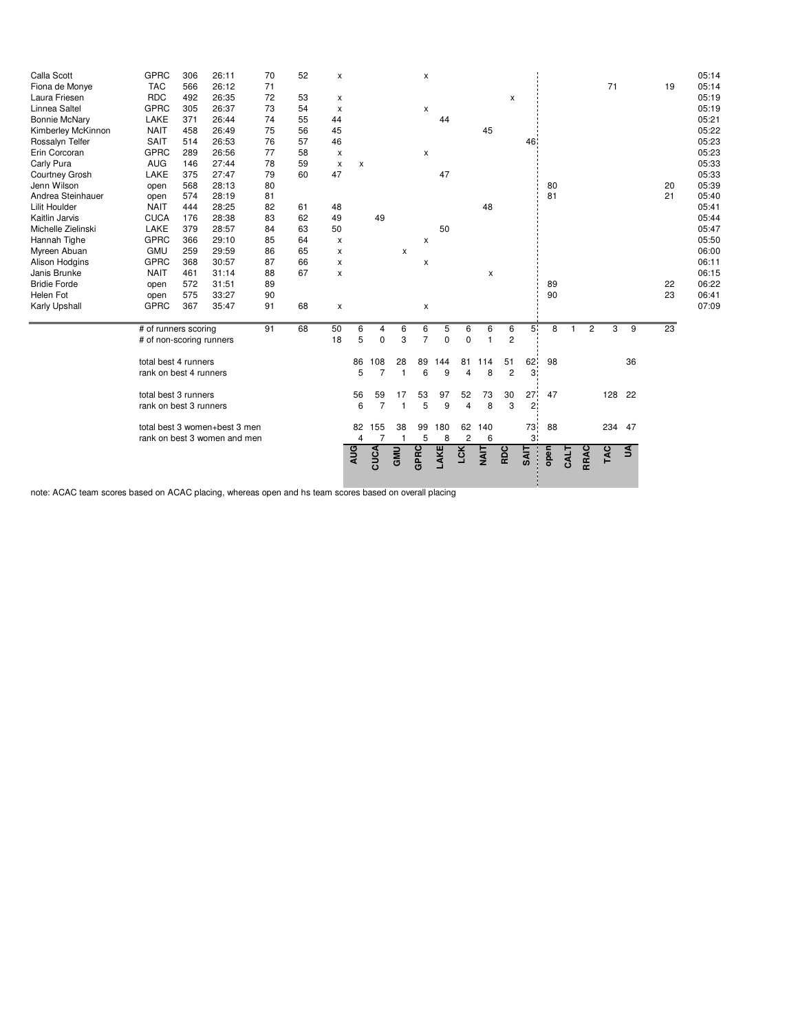| | | | | | | | AUG | CUCA | GMU | GPRC | LAKE | LCK | NAIT | RDC | SAIT | open | CALT | RRAC | TAC | UA | | |
|---|---|---|---|---|---|---|---|---|---|---|---|---|---|---|---|---|---|---|---|---|---|---|
| Calla Scott | GPRC | 306 | 26:11 | 70 | 52 | x | | | | x | | | | | | | | | | | | 05:14 |
| Fiona de Monye | TAC | 566 | 26:12 | 71 | | | | | | | | | | | | | | | 71 | | 19 | 05:14 |
| Laura Friesen | RDC | 492 | 26:35 | 72 | 53 | x | | | | | | | | x | | | | | | | | 05:19 |
| Linnea Saltel | GPRC | 305 | 26:37 | 73 | 54 | x | | | | x | | | | | | | | | | | | 05:19 |
| Bonnie McNary | LAKE | 371 | 26:44 | 74 | 55 | 44 | | | | | 44 | | | | | | | | | | | 05:21 |
| Kimberley McKinnon | NAIT | 458 | 26:49 | 75 | 56 | 45 | | | | | | | 45 | | | | | | | | | 05:22 |
| Rossalyn Telfer | SAIT | 514 | 26:53 | 76 | 57 | 46 | | | | | | | | | 46 | | | | | | | 05:23 |
| Erin Corcoran | GPRC | 289 | 26:56 | 77 | 58 | x | | | | x | | | | | | | | | | | | 05:23 |
| Carly Pura | AUG | 146 | 27:44 | 78 | 59 | x | x | | | | | | | | | | | | | | | 05:33 |
| Courtney Grosh | LAKE | 375 | 27:47 | 79 | 60 | 47 | | | | | 47 | | | | | | | | | | | 05:33 |
| Jenn Wilson | open | 568 | 28:13 | 80 | | | | | | | | | | | | 80 | | | | | 20 | 05:39 |
| Andrea Steinhauer | open | 574 | 28:19 | 81 | | | | | | | | | | | | 81 | | | | | 21 | 05:40 |
| Lilit Houlder | NAIT | 444 | 28:25 | 82 | 61 | 48 | | | | | | | 48 | | | | | | | | | 05:41 |
| Kaitlin Jarvis | CUCA | 176 | 28:38 | 83 | 62 | 49 | | 49 | | | | | | | | | | | | | | 05:44 |
| Michelle Zielinski | LAKE | 379 | 28:57 | 84 | 63 | 50 | | | | | 50 | | | | | | | | | | | 05:47 |
| Hannah Tighe | GPRC | 366 | 29:10 | 85 | 64 | x | | | | x | | | | | | | | | | | | 05:50 |
| Myreen Abuan | GMU | 259 | 29:59 | 86 | 65 | x | | | x | | | | | | | | | | | | | 06:00 |
| Alison Hodgins | GPRC | 368 | 30:57 | 87 | 66 | x | | | | x | | | | | | | | | | | | 06:11 |
| Janis Brunke | NAIT | 461 | 31:14 | 88 | 67 | x | | | | | | | x | | | | | | | | | 06:15 |
| Bridie Forde | open | 572 | 31:51 | 89 | | | | | | | | | | | | 89 | | | | | 22 | 06:22 |
| Helen Fot | open | 575 | 33:27 | 90 | | | | | | | | | | | | 90 | | | | | 23 | 06:41 |
| Karly Upshall | GPRC | 367 | 35:47 | 91 | 68 | x | | | | x | | | | | | | | | | | | 07:09 |
| | # of runners scoring | | | 91 | 68 | 50 | 6 | 4 | 6 | 6 | 5 | 6 | 6 | 6 | 5 | 8 | 1 | 2 | 3 | 9 | 23 | |
| | # of non-scoring runners | | | | | 18 | 5 | 0 | 3 | 7 | 0 | 0 | 1 | 2 | | | | | | | | |
| | total best 4 runners | | | | | | 86 | 108 | 28 | 89 | 144 | 81 | 114 | 51 | 62 | 98 | | | | 36 | | |
| | rank on best 4 runners | | | | | | 5 | 7 | 1 | 6 | 9 | 4 | 8 | 2 | 3 | | | | | | | |
| | total best 3 runners | | | | | | 56 | 59 | 17 | 53 | 97 | 52 | 73 | 30 | 27 | 47 | | | 128 | 22 | | |
| | rank on best 3 runners | | | | | | 6 | 7 | 1 | 5 | 9 | 4 | 8 | 3 | 2 | | | | | | | |
| | total best 3 women+best 3 men | | | | | | 82 | 155 | 38 | 99 | 180 | 62 | 140 | | 73 | 88 | | | 234 | 47 | | |
| | rank on best 3 women and men | | | | | | 4 | 7 | 1 | 5 | 8 | 2 | 6 | | 3 | | | | | | | |

note: ACAC team scores based on ACAC placing, whereas open and hs team scores based on overall placing